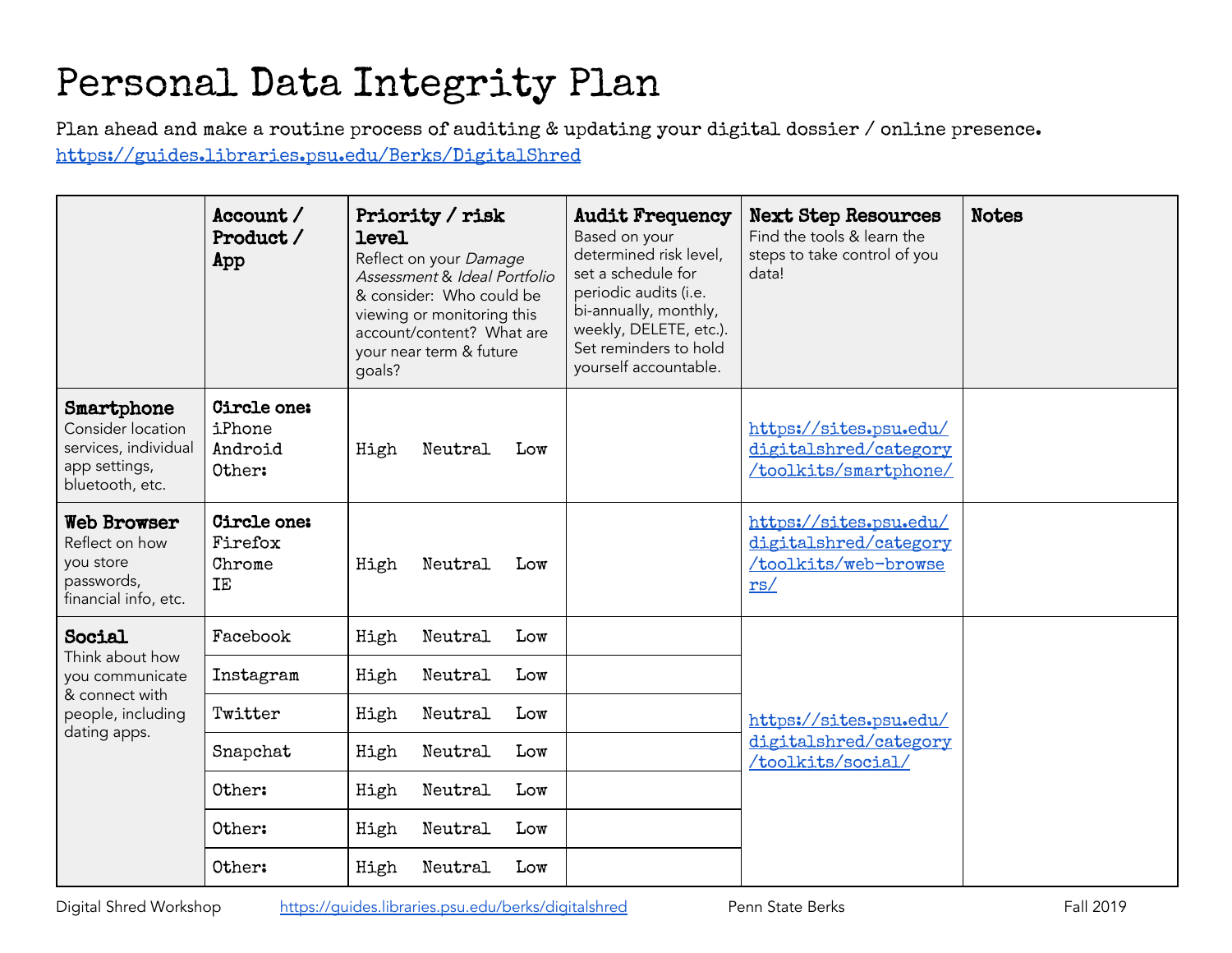# Personal Data Integrity Plan

Plan ahead and make a routine process of auditing & updating your digital dossier / online presence.
https://guides.libraries.psu.edu/Berks/DigitalShred

| | **Account / Product / App** | **Priority / risk level** Reflect on your *Damage Assessment* & *Ideal Portfolio* & consider: Who could be viewing or monitoring this account/content? What are your near term & future goals? | **Audit Frequency** Based on your determined risk level, set a schedule for periodic audits (i.e. bi-annually, monthly, weekly, DELETE, etc.). Set reminders to hold yourself accountable. | **Next Step Resources** Find the tools & learn the steps to take control of you data! | **Notes** |
|---|---|---|---|---|---|
| **Smartphone** Consider location services, individual app settings, bluetooth, etc. | **Circle one:** iPhone Android Other: | High Neutral Low | | https://sites.psu.edu/digitalshred/category/toolkits/smartphone/ | |
| **Web Browser** Reflect on how you store passwords, financial info, etc. | **Circle one:** Firefox Chrome IE | High Neutral Low | | https://sites.psu.edu/digitalshred/category/toolkits/web-browsers/ | |
| **Social** Think about how you communicate & connect with people, including dating apps. | Facebook | High Neutral Low | | https://sites.psu.edu/digitalshred/category/toolkits/social/ | |
| | Instagram | High Neutral Low | | | |
| | Twitter | High Neutral Low | | | |
| | Snapchat | High Neutral Low | | | |
| | Other: | High Neutral Low | | | |
| | Other: | High Neutral Low | | | |
| | Other: | High Neutral Low | | | |

Digital Shred Workshop https://guides.libraries.psu.edu/berks/digitalshred Penn State Berks Fall 2019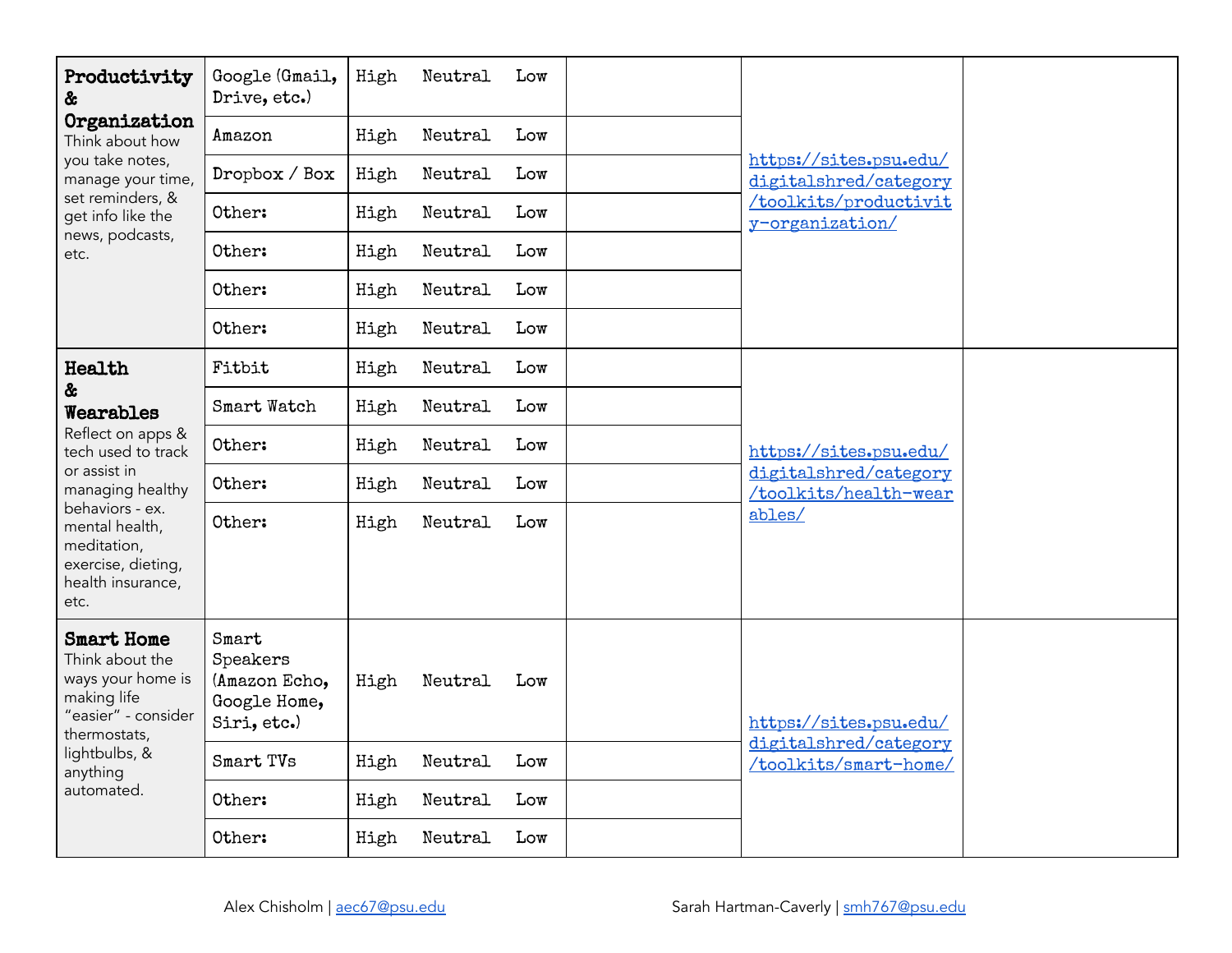| | | | | | |
|---|---|---|---|---|---|
| **Productivity & Organization** Think about how you take notes, manage your time, set reminders, & get info like the news, podcasts, etc. | Google (Gmail, Drive, etc.) | High Neutral Low | | https://sites.psu.edu/digitalshred/category/toolkits/productivity-organization/ | |
| | Amazon | High Neutral Low | | | |
| | Dropbox / Box | High Neutral Low | | | |
| | Other: | High Neutral Low | | | |
| | Other: | High Neutral Low | | | |
| | Other: | High Neutral Low | | | |
| | Other: | High Neutral Low | | | |
| **Health & Wearables** Reflect on apps & tech used to track or assist in managing healthy behaviors - ex. mental health, meditation, exercise, dieting, health insurance, etc. | Fitbit | High Neutral Low | | https://sites.psu.edu/digitalshred/category/toolkits/health-wearables/ | |
| | Smart Watch | High Neutral Low | | | |
| | Other: | High Neutral Low | | | |
| | Other: | High Neutral Low | | | |
| | Other: | High Neutral Low | | | |
| **Smart Home** Think about the ways your home is making life "easier" - consider thermostats, lightbulbs, & anything automated. | Smart Speakers (Amazon Echo, Google Home, Siri, etc.) | High Neutral Low | | https://sites.psu.edu/digitalshred/category/toolkits/smart-home/ | |
| | Smart TVs | High Neutral Low | | | |
| | Other: | High Neutral Low | | | |
| | Other: | High Neutral Low | | | |

Alex Chisholm | aec67@psu.edu

Sarah Hartman-Caverly | smh767@psu.edu